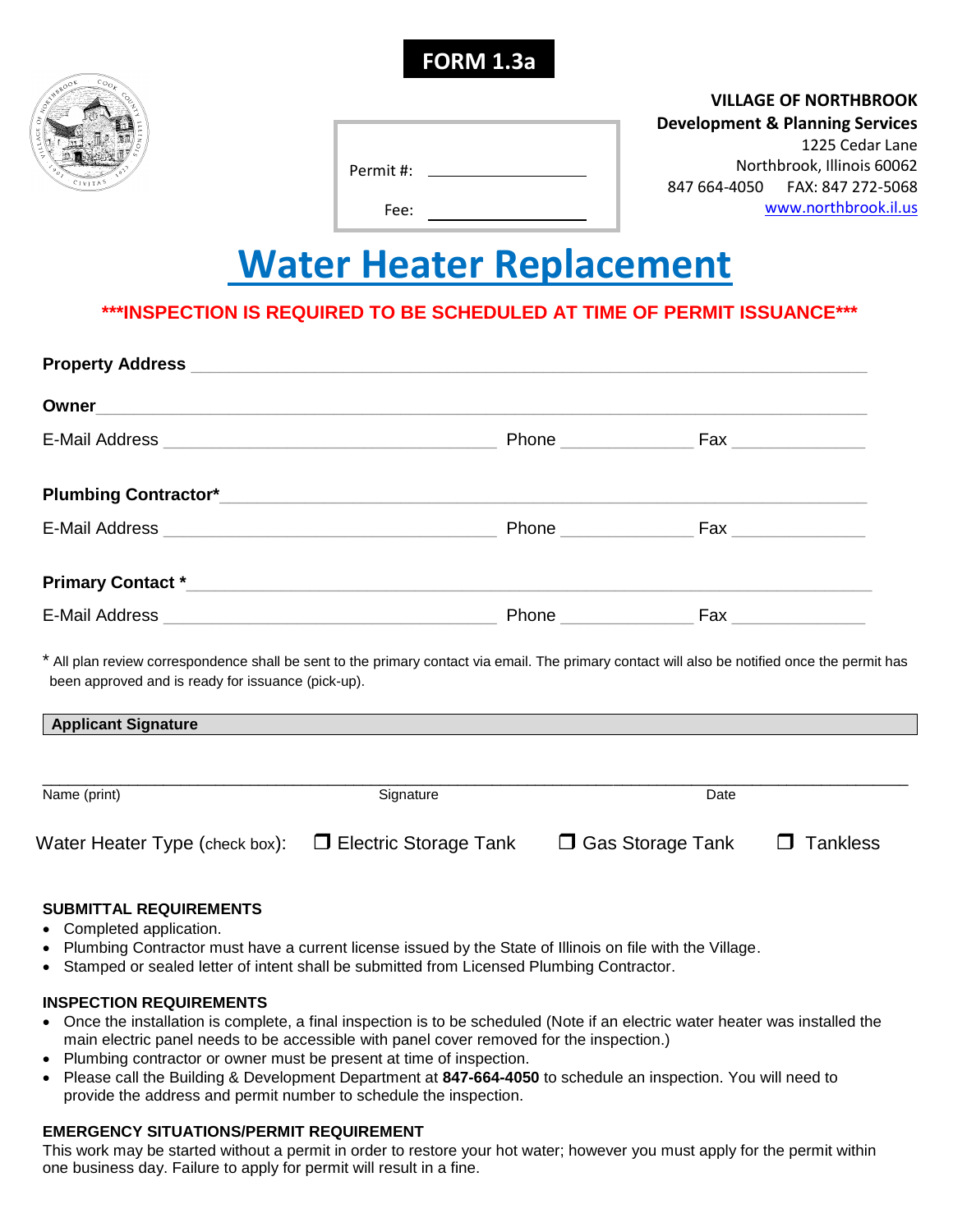**FORM 1.3a**

Permit #: ____________________

Fee: ____________________

**VILLAGE OF NORTHBROOK**
**Development & Planning Services**
1225 Cedar Lane
Northbrook, Illinois 60062
847 664-4050 FAX: 847 272-5068
www.northbrook.il.us

# Water Heater Replacement

**\*\*\*INSPECTION IS REQUIRED TO BE SCHEDULED AT TIME OF PERMIT ISSUANCE\*\*\***

**Property Address** ______________________________________________________________

**Owner** ______________________________________________________________

E-Mail Address ______________________________ Phone ______________ Fax ______________

**Plumbing Contractor\*** ______________________________________________________________

E-Mail Address ______________________________ Phone ______________ Fax ______________

**Primary Contact \*** ______________________________________________________________

E-Mail Address ______________________________ Phone ______________ Fax ______________

\* All plan review correspondence shall be sent to the primary contact via email. The primary contact will also be notified once the permit has been approved and is ready for issuance (pick-up).

**Applicant Signature**

______________________________________________________________

Name (print) Signature Date

Water Heater Type (check box): ☐ Electric Storage Tank ☐ Gas Storage Tank ☐ Tankless

**SUBMITTAL REQUIREMENTS**

- Completed application.
- Plumbing Contractor must have a current license issued by the State of Illinois on file with the Village.
- Stamped or sealed letter of intent shall be submitted from Licensed Plumbing Contractor.

**INSPECTION REQUIREMENTS**

- Once the installation is complete, a final inspection is to be scheduled (Note if an electric water heater was installed the main electric panel needs to be accessible with panel cover removed for the inspection.)
- Plumbing contractor or owner must be present at time of inspection.
- Please call the Building & Development Department at **847-664-4050** to schedule an inspection. You will need to provide the address and permit number to schedule the inspection.

**EMERGENCY SITUATIONS/PERMIT REQUIREMENT**

This work may be started without a permit in order to restore your hot water; however you must apply for the permit within one business day. Failure to apply for permit will result in a fine.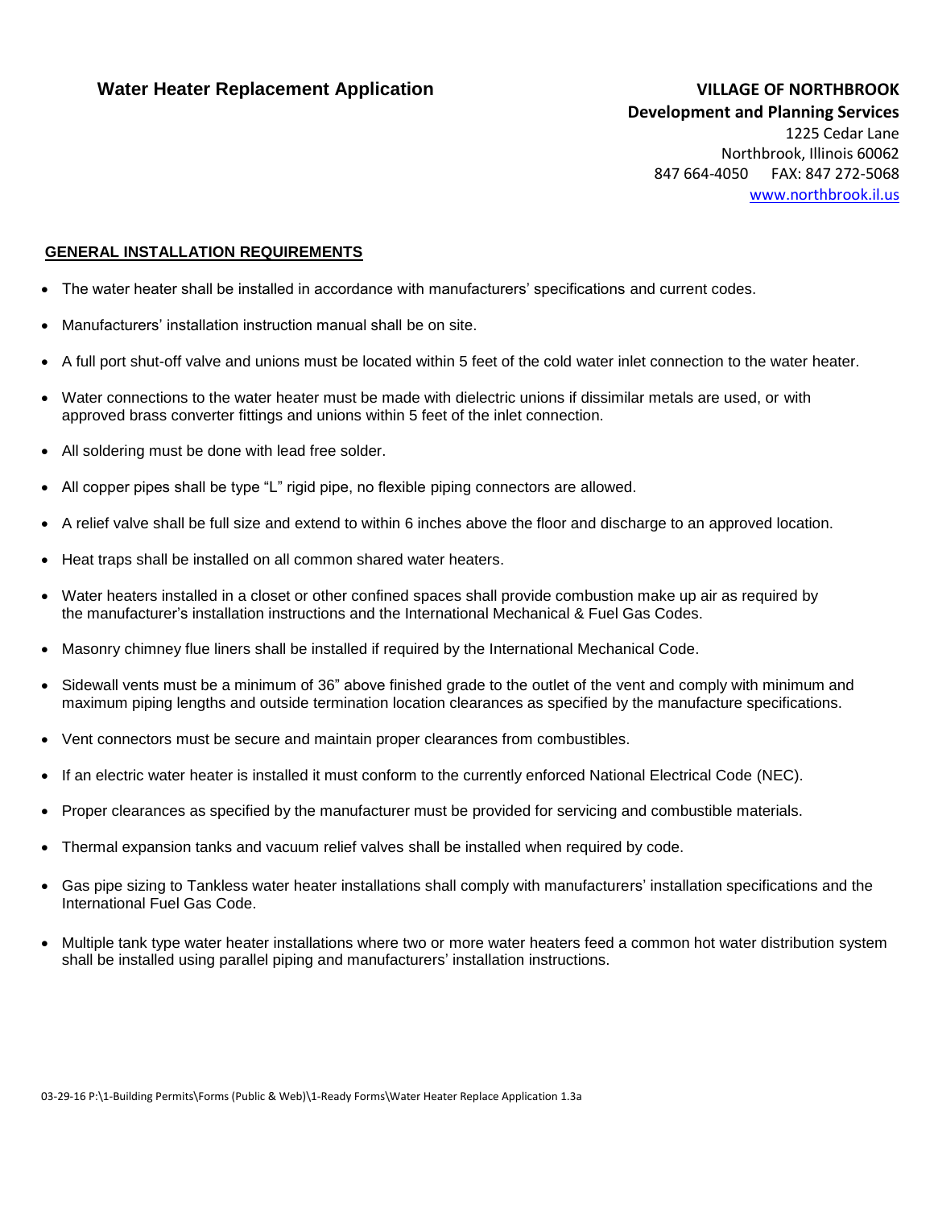## Water Heater Replacement Application

**VILLAGE OF NORTHBROOK**
**Development and Planning Services**
1225 Cedar Lane
Northbrook, Illinois 60062
847 664-4050 FAX: 847 272-5068
www.northbrook.il.us

### GENERAL INSTALLATION REQUIREMENTS

- The water heater shall be installed in accordance with manufacturers' specifications and current codes.
- Manufacturers' installation instruction manual shall be on site.
- A full port shut-off valve and unions must be located within 5 feet of the cold water inlet connection to the water heater.
- Water connections to the water heater must be made with dielectric unions if dissimilar metals are used, or with approved brass converter fittings and unions within 5 feet of the inlet connection.
- All soldering must be done with lead free solder.
- All copper pipes shall be type "L" rigid pipe, no flexible piping connectors are allowed.
- A relief valve shall be full size and extend to within 6 inches above the floor and discharge to an approved location.
- Heat traps shall be installed on all common shared water heaters.
- Water heaters installed in a closet or other confined spaces shall provide combustion make up air as required by the manufacturer's installation instructions and the International Mechanical & Fuel Gas Codes.
- Masonry chimney flue liners shall be installed if required by the International Mechanical Code.
- Sidewall vents must be a minimum of 36" above finished grade to the outlet of the vent and comply with minimum and maximum piping lengths and outside termination location clearances as specified by the manufacture specifications.
- Vent connectors must be secure and maintain proper clearances from combustibles.
- If an electric water heater is installed it must conform to the currently enforced National Electrical Code (NEC).
- Proper clearances as specified by the manufacturer must be provided for servicing and combustible materials.
- Thermal expansion tanks and vacuum relief valves shall be installed when required by code.
- Gas pipe sizing to Tankless water heater installations shall comply with manufacturers' installation specifications and the International Fuel Gas Code.
- Multiple tank type water heater installations where two or more water heaters feed a common hot water distribution system shall be installed using parallel piping and manufacturers' installation instructions.

03-29-16 P:\1-Building Permits\Forms (Public & Web)\1-Ready Forms\Water Heater Replace Application 1.3a